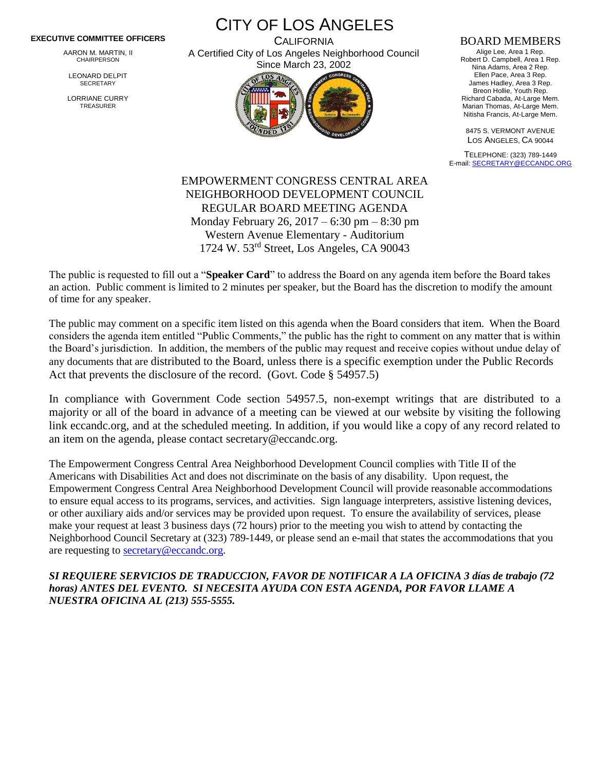**EXECUTIVE COMMITTEE OFFICERS**

AARON M. MARTIN, II
CHAIRPERSON

LEONARD DELPIT
SECRETARY

LORRIANE CURRY
TREASURER

# CITY OF LOS ANGELES

CALIFORNIA
A Certified City of Los Angeles Neighborhood Council
Since March 23, 2002

## BOARD MEMBERS

Alige Lee, Area 1 Rep.
Robert D. Campbell, Area 1 Rep.
Nina Adams, Area 2 Rep.
Ellen Pace, Area 3 Rep.
James Hadley, Area 3 Rep.
Breon Hollie, Youth Rep.
Richard Cabada, At-Large Mem.
Marian Thomas, At-Large Mem.
Nitisha Francis, At-Large Mem.

8475 S. VERMONT AVENUE
LOS ANGELES, CA 90044

TELEPHONE: (323) 789-1449
E-mail: SECRETARY@ECCANDC.ORG

EMPOWERMENT CONGRESS CENTRAL AREA
NEIGHBORHOOD DEVELOPMENT COUNCIL
REGULAR BOARD MEETING AGENDA
Monday February 26, 2017 – 6:30 pm – 8:30 pm
Western Avenue Elementary - Auditorium
1724 W. 53rd Street, Los Angeles, CA 90043

The public is requested to fill out a "**Speaker Card**" to address the Board on any agenda item before the Board takes an action. Public comment is limited to 2 minutes per speaker, but the Board has the discretion to modify the amount of time for any speaker.

The public may comment on a specific item listed on this agenda when the Board considers that item. When the Board considers the agenda item entitled "Public Comments," the public has the right to comment on any matter that is within the Board's jurisdiction. In addition, the members of the public may request and receive copies without undue delay of any documents that are distributed to the Board, unless there is a specific exemption under the Public Records Act that prevents the disclosure of the record. (Govt. Code § 54957.5)

In compliance with Government Code section 54957.5, non-exempt writings that are distributed to a majority or all of the board in advance of a meeting can be viewed at our website by visiting the following link eccandc.org, and at the scheduled meeting. In addition, if you would like a copy of any record related to an item on the agenda, please contact secretary@eccandc.org.

The Empowerment Congress Central Area Neighborhood Development Council complies with Title II of the Americans with Disabilities Act and does not discriminate on the basis of any disability. Upon request, the Empowerment Congress Central Area Neighborhood Development Council will provide reasonable accommodations to ensure equal access to its programs, services, and activities. Sign language interpreters, assistive listening devices, or other auxiliary aids and/or services may be provided upon request. To ensure the availability of services, please make your request at least 3 business days (72 hours) prior to the meeting you wish to attend by contacting the Neighborhood Council Secretary at (323) 789-1449, or please send an e-mail that states the accommodations that you are requesting to secretary@eccandc.org.

***SI REQUIERE SERVICIOS DE TRADUCCION, FAVOR DE NOTIFICAR A LA OFICINA 3 días de trabajo (72 horas) ANTES DEL EVENTO. SI NECESITA AYUDA CON ESTA AGENDA, POR FAVOR LLAME A NUESTRA OFICINA AL (213) 555-5555.***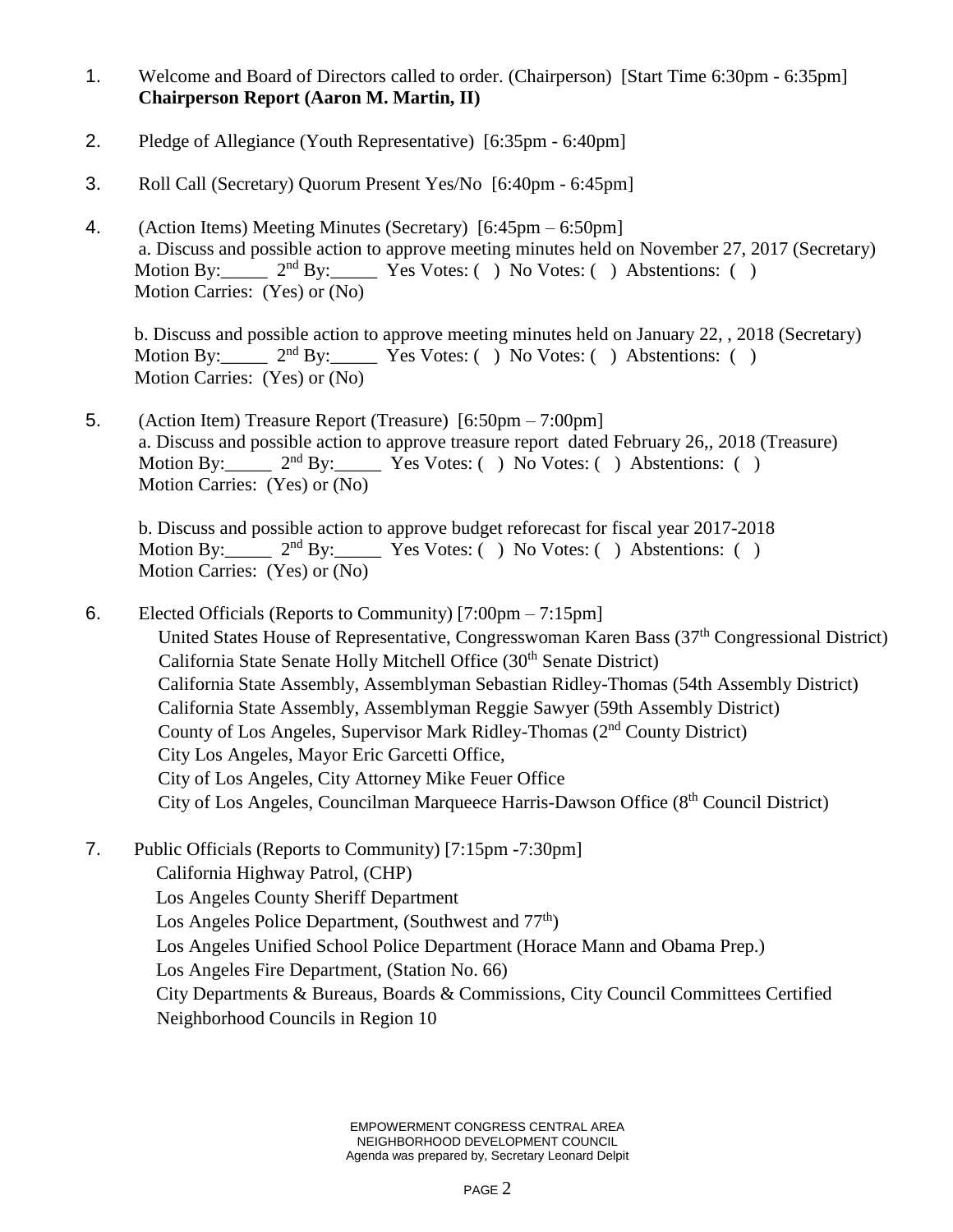1. Welcome and Board of Directors called to order. (Chairperson) [Start Time 6:30pm - 6:35pm]
   **Chairperson Report (Aaron M. Martin, II)**

2. Pledge of Allegiance (Youth Representative) [6:35pm - 6:40pm]

3. Roll Call (Secretary) Quorum Present Yes/No [6:40pm - 6:45pm]

4. (Action Items) Meeting Minutes (Secretary) [6:45pm – 6:50pm]
   a. Discuss and possible action to approve meeting minutes held on November 27, 2017 (Secretary)
   Motion By:_____ 2nd By:_____ Yes Votes: ( ) No Votes: ( ) Abstentions: ( )
   Motion Carries: (Yes) or (No)

   b. Discuss and possible action to approve meeting minutes held on January 22, , 2018 (Secretary)
   Motion By:_____ 2nd By:_____ Yes Votes: ( ) No Votes: ( ) Abstentions: ( )
   Motion Carries: (Yes) or (No)

5. (Action Item) Treasure Report (Treasure) [6:50pm – 7:00pm]
   a. Discuss and possible action to approve treasure report dated February 26,, 2018 (Treasure)
   Motion By:_____ 2nd By:_____ Yes Votes: ( ) No Votes: ( ) Abstentions: ( )
   Motion Carries: (Yes) or (No)

   b. Discuss and possible action to approve budget reforecast for fiscal year 2017-2018
   Motion By:_____ 2nd By:_____ Yes Votes: ( ) No Votes: ( ) Abstentions: ( )
   Motion Carries: (Yes) or (No)

6. Elected Officials (Reports to Community) [7:00pm – 7:15pm]
   United States House of Representative, Congresswoman Karen Bass (37th Congressional District)
   California State Senate Holly Mitchell Office (30th Senate District)
   California State Assembly, Assemblyman Sebastian Ridley-Thomas (54th Assembly District)
   California State Assembly, Assemblyman Reggie Sawyer (59th Assembly District)
   County of Los Angeles, Supervisor Mark Ridley-Thomas (2nd County District)
   City Los Angeles, Mayor Eric Garcetti Office,
   City of Los Angeles, City Attorney Mike Feuer Office
   City of Los Angeles, Councilman Marqueece Harris-Dawson Office (8th Council District)

7. Public Officials (Reports to Community) [7:15pm -7:30pm]
   California Highway Patrol, (CHP)
   Los Angeles County Sheriff Department
   Los Angeles Police Department, (Southwest and 77th)
   Los Angeles Unified School Police Department (Horace Mann and Obama Prep.)
   Los Angeles Fire Department, (Station No. 66)
   City Departments & Bureaus, Boards & Commissions, City Council Committees Certified Neighborhood Councils in Region 10

EMPOWERMENT CONGRESS CENTRAL AREA
NEIGHBORHOOD DEVELOPMENT COUNCIL
Agenda was prepared by, Secretary Leonard Delpit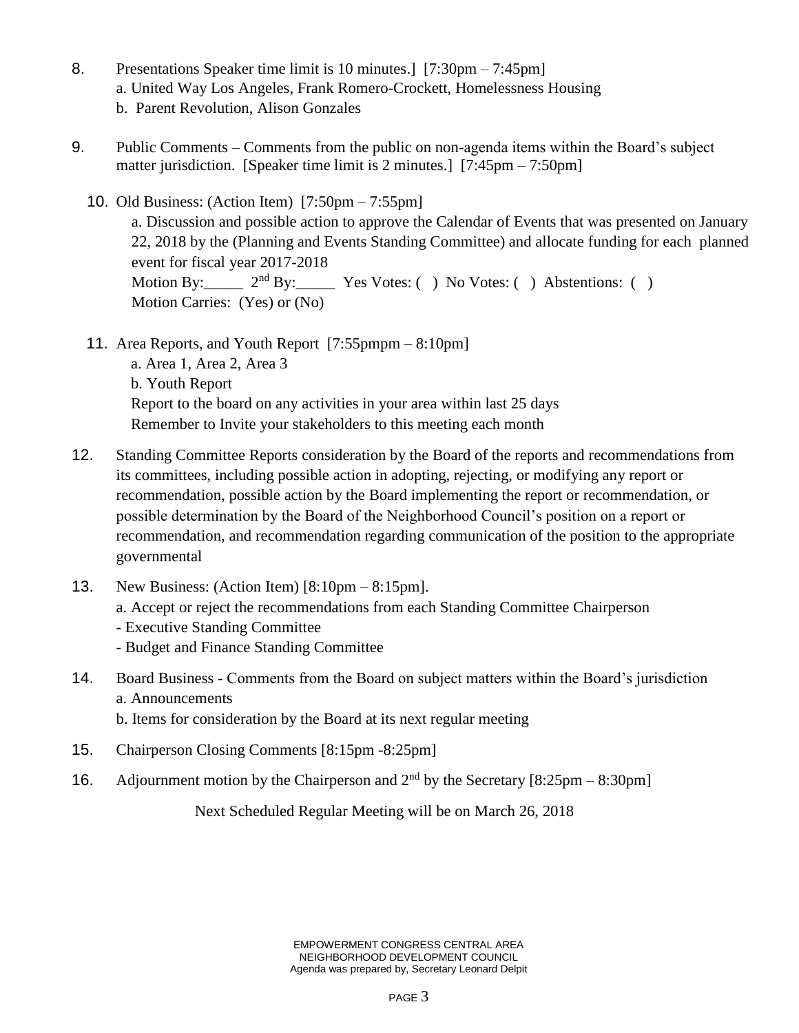8. Presentations Speaker time limit is 10 minutes.] [7:30pm – 7:45pm]
   a. United Way Los Angeles, Frank Romero-Crockett, Homelessness Housing
   b. Parent Revolution, Alison Gonzales

9. Public Comments – Comments from the public on non-agenda items within the Board's subject matter jurisdiction. [Speaker time limit is 2 minutes.] [7:45pm – 7:50pm]

10. Old Business: (Action Item) [7:50pm – 7:55pm]
    a. Discussion and possible action to approve the Calendar of Events that was presented on January 22, 2018 by the (Planning and Events Standing Committee) and allocate funding for each planned event for fiscal year 2017-2018
    Motion By:_____ 2nd By:_____ Yes Votes: ( ) No Votes: ( ) Abstentions: ( )
    Motion Carries: (Yes) or (No)

11. Area Reports, and Youth Report [7:55pmpm – 8:10pm]
    a. Area 1, Area 2, Area 3
    b. Youth Report
    Report to the board on any activities in your area within last 25 days
    Remember to Invite your stakeholders to this meeting each month

12. Standing Committee Reports consideration by the Board of the reports and recommendations from its committees, including possible action in adopting, rejecting, or modifying any report or recommendation, possible action by the Board implementing the report or recommendation, or possible determination by the Board of the Neighborhood Council's position on a report or recommendation, and recommendation regarding communication of the position to the appropriate governmental

13. New Business: (Action Item) [8:10pm – 8:15pm].
    a. Accept or reject the recommendations from each Standing Committee Chairperson
    - Executive Standing Committee
    - Budget and Finance Standing Committee

14. Board Business - Comments from the Board on subject matters within the Board's jurisdiction
    a. Announcements
    b. Items for consideration by the Board at its next regular meeting

15. Chairperson Closing Comments [8:15pm -8:25pm]

16. Adjournment motion by the Chairperson and 2nd by the Secretary [8:25pm – 8:30pm]

Next Scheduled Regular Meeting will be on March 26, 2018

EMPOWERMENT CONGRESS CENTRAL AREA
NEIGHBORHOOD DEVELOPMENT COUNCIL
Agenda was prepared by, Secretary Leonard Delpit